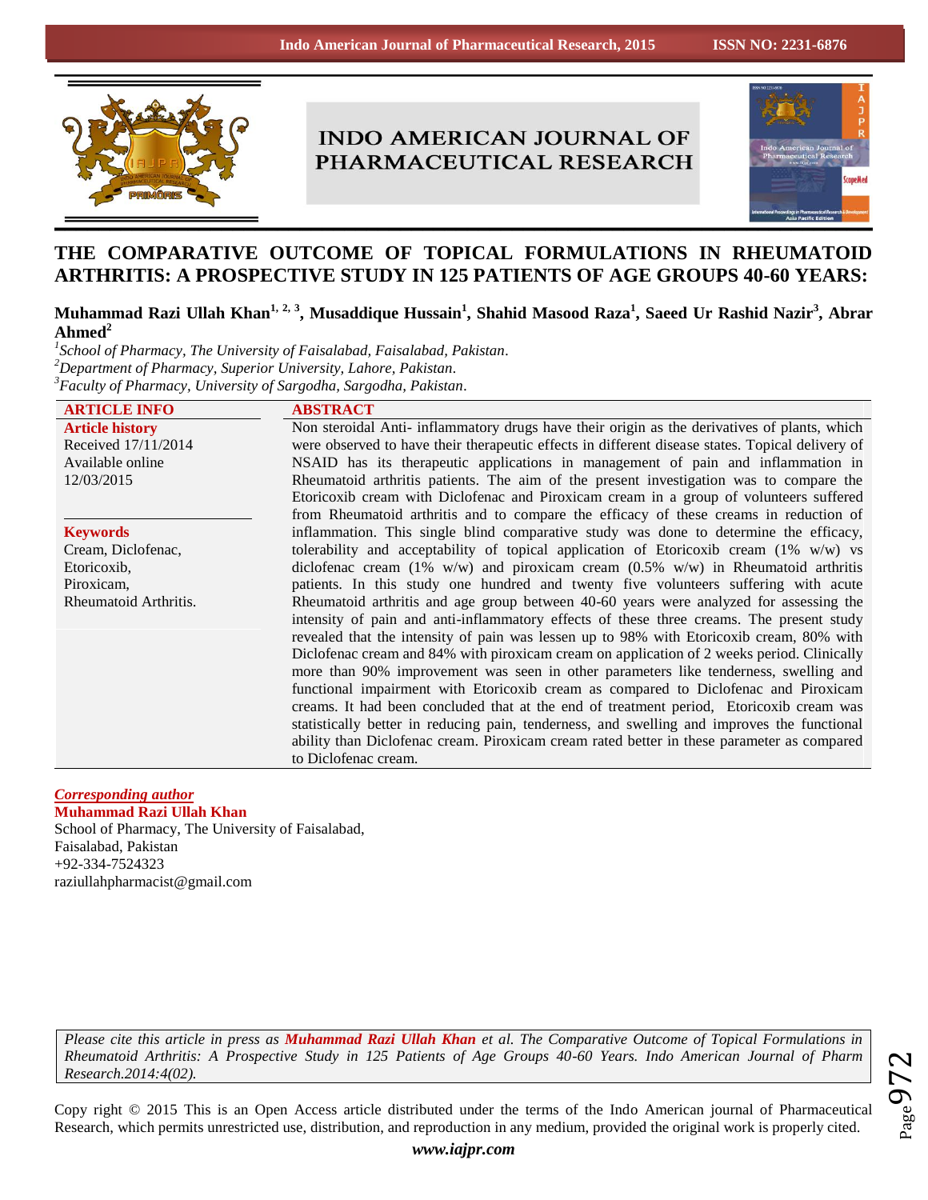# THE COMPARATIVE OUTCOME OF TOPICAL FORMULATIONS IN RHEUMATOID ARTHRITIS: A PROSPECTIVE STUDY IN 125 PATIENTS OF AGE GROUPS 40-60 YEARS:

**Muhammad Razi Ullah Khan[1, 2, 3], Musaddique Hussain[1], Shahid Masood Raza[1], Saeed Ur Rashid Nazir[3], Abrar Ahmed[2]**

[1]*School of Pharmacy, The University of Faisalabad, Faisalabad, Pakistan.*
[2]*Department of Pharmacy, Superior University, Lahore, Pakistan.*
[3]*Faculty of Pharmacy, University of Sargodha, Sargodha, Pakistan.*

## ARTICLE INFO

**Article history**
Received 17/11/2014
Available online 12/03/2015

**Keywords**
Cream, Diclofenac, Etoricoxib, Piroxicam, Rheumatoid Arthritis.

## ABSTRACT

Non steroidal Anti- inflammatory drugs have their origin as the derivatives of plants, which were observed to have their therapeutic effects in different disease states. Topical delivery of NSAID has its therapeutic applications in management of pain and inflammation in Rheumatoid arthritis patients. The aim of the present investigation was to compare the Etoricoxib cream with Diclofenac and Piroxicam cream in a group of volunteers suffered from Rheumatoid arthritis and to compare the efficacy of these creams in reduction of inflammation. This single blind comparative study was done to determine the efficacy, tolerability and acceptability of topical application of Etoricoxib cream (1% w/w) vs diclofenac cream (1% w/w) and piroxicam cream (0.5% w/w) in Rheumatoid arthritis patients. In this study one hundred and twenty five volunteers suffering with acute Rheumatoid arthritis and age group between 40-60 years were analyzed for assessing the intensity of pain and anti-inflammatory effects of these three creams. The present study revealed that the intensity of pain was lessen up to 98% with Etoricoxib cream, 80% with Diclofenac cream and 84% with piroxicam cream on application of 2 weeks period. Clinically more than 90% improvement was seen in other parameters like tenderness, swelling and functional impairment with Etoricoxib cream as compared to Diclofenac and Piroxicam creams. It had been concluded that at the end of treatment period, Etoricoxib cream was statistically better in reducing pain, tenderness, and swelling and improves the functional ability than Diclofenac cream. Piroxicam cream rated better in these parameter as compared to Diclofenac cream.

***Corresponding author***
**Muhammad Razi Ullah Khan**
School of Pharmacy, The University of Faisalabad,
Faisalabad, Pakistan
+92-334-7524323
raziullahpharmacist@gmail.com

*Please cite this article in press as **Muhammad Razi Ullah Khan** et al. The Comparative Outcome of Topical Formulations in Rheumatoid Arthritis: A Prospective Study in 125 Patients of Age Groups 40-60 Years. Indo American Journal of Pharm Research.2014:4(02).*

Copy right © 2015 This is an Open Access article distributed under the terms of the Indo American journal of Pharmaceutical Research, which permits unrestricted use, distribution, and reproduction in any medium, provided the original work is properly cited.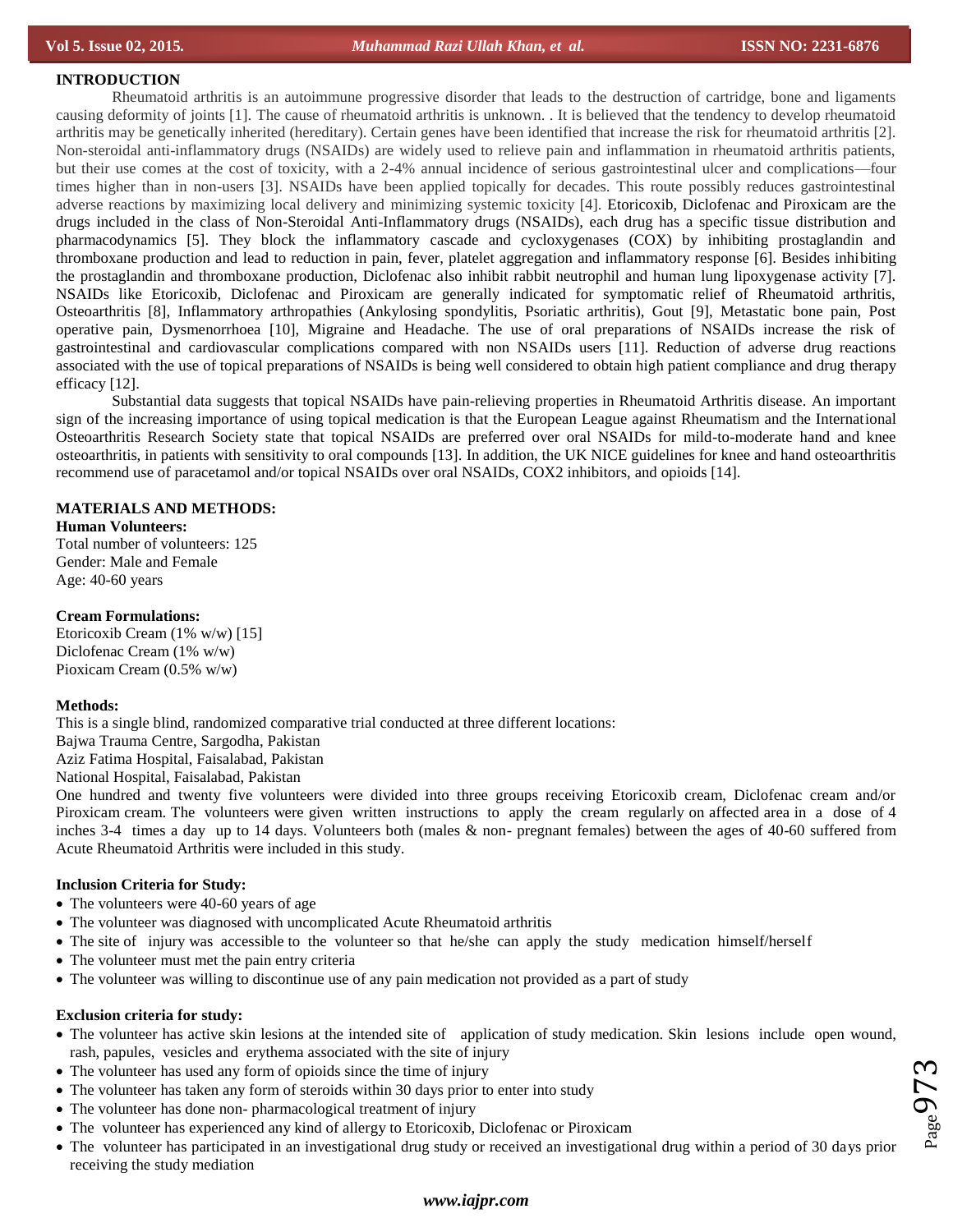## INTRODUCTION

Rheumatoid arthritis is an autoimmune progressive disorder that leads to the destruction of cartridge, bone and ligaments causing deformity of joints [1]. The cause of rheumatoid arthritis is unknown. . It is believed that the tendency to develop rheumatoid arthritis may be genetically inherited (hereditary). Certain genes have been identified that increase the risk for rheumatoid arthritis [2]. Non-steroidal anti-inflammatory drugs (NSAIDs) are widely used to relieve pain and inflammation in rheumatoid arthritis patients, but their use comes at the cost of toxicity, with a 2-4% annual incidence of serious gastrointestinal ulcer and complications—four times higher than in non-users [3]. NSAIDs have been applied topically for decades. This route possibly reduces gastrointestinal adverse reactions by maximizing local delivery and minimizing systemic toxicity [4]. Etoricoxib, Diclofenac and Piroxicam are the drugs included in the class of Non-Steroidal Anti-Inflammatory drugs (NSAIDs), each drug has a specific tissue distribution and pharmacodynamics [5]. They block the inflammatory cascade and cycloxygenases (COX) by inhibiting prostaglandin and thromboxane production and lead to reduction in pain, fever, platelet aggregation and inflammatory response [6]. Besides inhibiting the prostaglandin and thromboxane production, Diclofenac also inhibit rabbit neutrophil and human lung lipoxygenase activity [7]. NSAIDs like Etoricoxib, Diclofenac and Piroxicam are generally indicated for symptomatic relief of Rheumatoid arthritis, Osteoarthritis [8], Inflammatory arthropathies (Ankylosing spondylitis, Psoriatic arthritis), Gout [9], Metastatic bone pain, Post operative pain, Dysmenorrhoea [10], Migraine and Headache. The use of oral preparations of NSAIDs increase the risk of gastrointestinal and cardiovascular complications compared with non NSAIDs users [11]. Reduction of adverse drug reactions associated with the use of topical preparations of NSAIDs is being well considered to obtain high patient compliance and drug therapy efficacy [12].

Substantial data suggests that topical NSAIDs have pain-relieving properties in Rheumatoid Arthritis disease. An important sign of the increasing importance of using topical medication is that the European League against Rheumatism and the International Osteoarthritis Research Society state that topical NSAIDs are preferred over oral NSAIDs for mild-to-moderate hand and knee osteoarthritis, in patients with sensitivity to oral compounds [13]. In addition, the UK NICE guidelines for knee and hand osteoarthritis recommend use of paracetamol and/or topical NSAIDs over oral NSAIDs, COX2 inhibitors, and opioids [14].

## MATERIALS AND METHODS:

### Human Volunteers:

Total number of volunteers: 125
Gender: Male and Female
Age: 40-60 years

### Cream Formulations:

Etoricoxib Cream (1% w/w) [15]
Diclofenac Cream (1% w/w)
Pioxicam Cream (0.5% w/w)

### Methods:

This is a single blind, randomized comparative trial conducted at three different locations:
Bajwa Trauma Centre, Sargodha, Pakistan
Aziz Fatima Hospital, Faisalabad, Pakistan
National Hospital, Faisalabad, Pakistan
One hundred and twenty five volunteers were divided into three groups receiving Etoricoxib cream, Diclofenac cream and/or Piroxicam cream. The volunteers were given written instructions to apply the cream regularly on affected area in a dose of 4 inches 3-4 times a day up to 14 days. Volunteers both (males & non- pregnant females) between the ages of 40-60 suffered from Acute Rheumatoid Arthritis were included in this study.

### Inclusion Criteria for Study:

- The volunteers were 40-60 years of age
- The volunteer was diagnosed with uncomplicated Acute Rheumatoid arthritis
- The site of injury was accessible to the volunteer so that he/she can apply the study medication himself/herself
- The volunteer must met the pain entry criteria
- The volunteer was willing to discontinue use of any pain medication not provided as a part of study

### Exclusion criteria for study:

- The volunteer has active skin lesions at the intended site of application of study medication. Skin lesions include open wound, rash, papules, vesicles and erythema associated with the site of injury
- The volunteer has used any form of opioids since the time of injury
- The volunteer has taken any form of steroids within 30 days prior to enter into study
- The volunteer has done non- pharmacological treatment of injury
- The volunteer has experienced any kind of allergy to Etoricoxib, Diclofenac or Piroxicam
- The volunteer has participated in an investigational drug study or received an investigational drug within a period of 30 days prior receiving the study mediation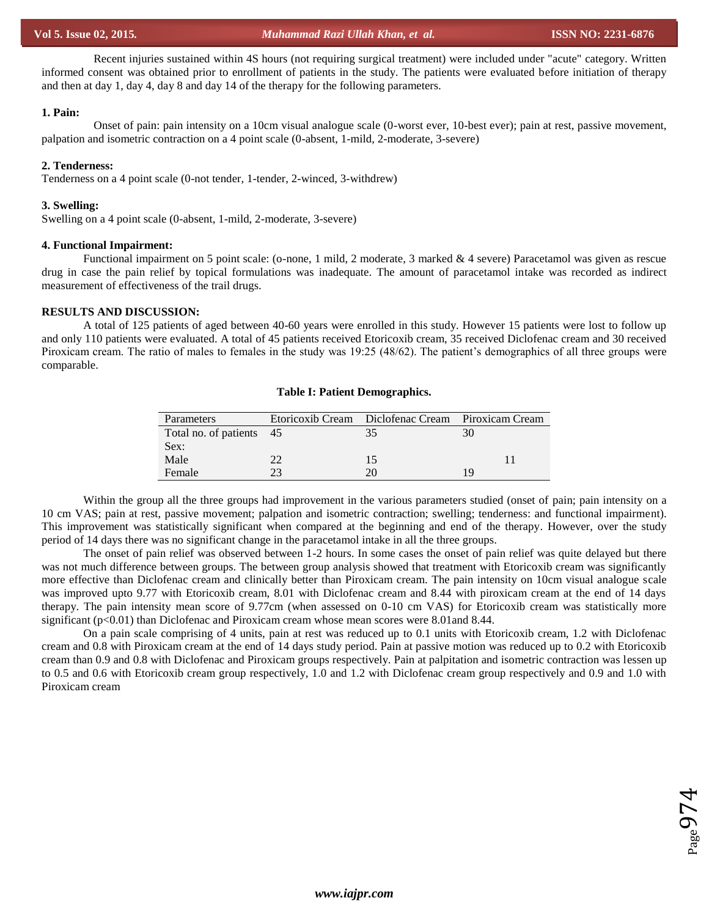Recent injuries sustained within 4S hours (not requiring surgical treatment) were included under "acute" category. Written informed consent was obtained prior to enrollment of patients in the study. The patients were evaluated before initiation of therapy and then at day 1, day 4, day 8 and day 14 of the therapy for the following parameters.

**1. Pain:**

Onset of pain: pain intensity on a 10cm visual analogue scale (0-worst ever, 10-best ever); pain at rest, passive movement, palpation and isometric contraction on a 4 point scale (0-absent, 1-mild, 2-moderate, 3-severe)

**2. Tenderness:**

Tenderness on a 4 point scale (0-not tender, 1-tender, 2-winced, 3-withdrew)

**3. Swelling:**

Swelling on a 4 point scale (0-absent, 1-mild, 2-moderate, 3-severe)

**4. Functional Impairment:**

Functional impairment on 5 point scale: (o-none, 1 mild, 2 moderate, 3 marked & 4 severe) Paracetamol was given as rescue drug in case the pain relief by topical formulations was inadequate. The amount of paracetamol intake was recorded as indirect measurement of effectiveness of the trail drugs.

**RESULTS AND DISCUSSION:**

A total of 125 patients of aged between 40-60 years were enrolled in this study. However 15 patients were lost to follow up and only 110 patients were evaluated. A total of 45 patients received Etoricoxib cream, 35 received Diclofenac cream and 30 received Piroxicam cream. The ratio of males to females in the study was 19:25 (48/62). The patient's demographics of all three groups were comparable.

**Table I: Patient Demographics.**

| Parameters | Etoricoxib Cream | Diclofenac Cream | Piroxicam Cream |
|---|---|---|---|
| Total no. of patients | 45 | 35 | 30 |
| Sex: | | | |
| Male | 22 | 15 | 11 |
| Female | 23 | 20 | 19 |

Within the group all the three groups had improvement in the various parameters studied (onset of pain; pain intensity on a 10 cm VAS; pain at rest, passive movement; palpation and isometric contraction; swelling; tenderness: and functional impairment). This improvement was statistically significant when compared at the beginning and end of the therapy. However, over the study period of 14 days there was no significant change in the paracetamol intake in all the three groups.

The onset of pain relief was observed between 1-2 hours. In some cases the onset of pain relief was quite delayed but there was not much difference between groups. The between group analysis showed that treatment with Etoricoxib cream was significantly more effective than Diclofenac cream and clinically better than Piroxicam cream. The pain intensity on 10cm visual analogue scale was improved upto 9.77 with Etoricoxib cream, 8.01 with Diclofenac cream and 8.44 with piroxicam cream at the end of 14 days therapy. The pain intensity mean score of 9.77cm (when assessed on 0-10 cm VAS) for Etoricoxib cream was statistically more significant ($p<0.01$) than Diclofenac and Piroxicam cream whose mean scores were 8.01and 8.44.

On a pain scale comprising of 4 units, pain at rest was reduced up to 0.1 units with Etoricoxib cream, 1.2 with Diclofenac cream and 0.8 with Piroxicam cream at the end of 14 days study period. Pain at passive motion was reduced up to 0.2 with Etoricoxib cream than 0.9 and 0.8 with Diclofenac and Piroxicam groups respectively. Pain at palpitation and isometric contraction was lessen up to 0.5 and 0.6 with Etoricoxib cream group respectively, 1.0 and 1.2 with Diclofenac cream group respectively and 0.9 and 1.0 with Piroxicam cream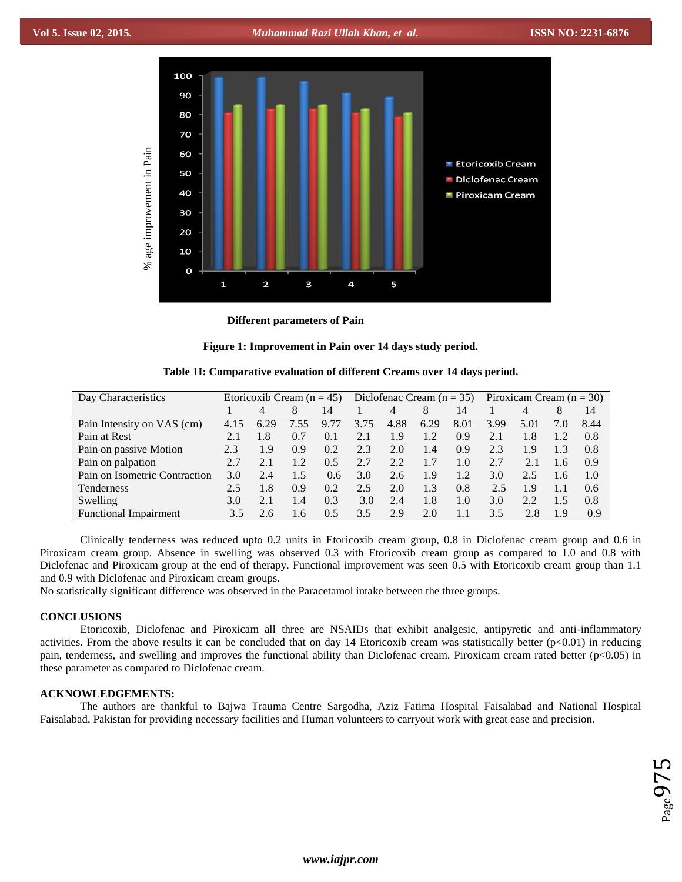Different parameters of Pain

**Figure 1: Improvement in Pain over 14 days study period.**

**Table 1I: Comparative evaluation of different Creams over 14 days period.**

| Day Characteristics | Etoricoxib Cream (n = 45) | | | | Diclofenac Cream (n = 35) | | | | Piroxicam Cream (n = 30) | | | |
|---|---|---|---|---|---|---|---|---|---|---|---|---|
| | 1 | 4 | 8 | 14 | 1 | 4 | 8 | 14 | 1 | 4 | 8 | 14 |
| Pain Intensity on VAS (cm) | 4.15 | 6.29 | 7.55 | 9.77 | 3.75 | 4.88 | 6.29 | 8.01 | 3.99 | 5.01 | 7.0 | 8.44 |
| Pain at Rest | 2.1 | 1.8 | 0.7 | 0.1 | 2.1 | 1.9 | 1.2 | 0.9 | 2.1 | 1.8 | 1.2 | 0.8 |
| Pain on passive Motion | 2.3 | 1.9 | 0.9 | 0.2 | 2.3 | 2.0 | 1.4 | 0.9 | 2.3 | 1.9 | 1.3 | 0.8 |
| Pain on palpation | 2.7 | 2.1 | 1.2 | 0.5 | 2.7 | 2.2 | 1.7 | 1.0 | 2.7 | 2.1 | 1.6 | 0.9 |
| Pain on Isometric Contraction | 3.0 | 2.4 | 1.5 | 0.6 | 3.0 | 2.6 | 1.9 | 1.2 | 3.0 | 2.5 | 1.6 | 1.0 |
| Tenderness | 2.5 | 1.8 | 0.9 | 0.2 | 2.5 | 2.0 | 1.3 | 0.8 | 2.5 | 1.9 | 1.1 | 0.6 |
| Swelling | 3.0 | 2.1 | 1.4 | 0.3 | 3.0 | 2.4 | 1.8 | 1.0 | 3.0 | 2.2 | 1.5 | 0.8 |
| Functional Impairment | 3.5 | 2.6 | 1.6 | 0.5 | 3.5 | 2.9 | 2.0 | 1.1 | 3.5 | 2.8 | 1.9 | 0.9 |

Clinically tenderness was reduced upto 0.2 units in Etoricoxib cream group, 0.8 in Diclofenac cream group and 0.6 in Piroxicam cream group. Absence in swelling was observed 0.3 with Etoricoxib cream group as compared to 1.0 and 0.8 with Diclofenac and Piroxicam group at the end of therapy. Functional improvement was seen 0.5 with Etoricoxib cream group than 1.1 and 0.9 with Diclofenac and Piroxicam cream groups.

No statistically significant difference was observed in the Paracetamol intake between the three groups.

## CONCLUSIONS

Etoricoxib, Diclofenac and Piroxicam all three are NSAIDs that exhibit analgesic, antipyretic and anti-inflammatory activities. From the above results it can be concluded that on day 14 Etoricoxib cream was statistically better ($p<0.01$) in reducing pain, tenderness, and swelling and improves the functional ability than Diclofenac cream. Piroxicam cream rated better ($p<0.05$) in these parameter as compared to Diclofenac cream.

## ACKNOWLEDGEMENTS:

The authors are thankful to Bajwa Trauma Centre Sargodha, Aziz Fatima Hospital Faisalabad and National Hospital Faisalabad, Pakistan for providing necessary facilities and Human volunteers to carryout work with great ease and precision.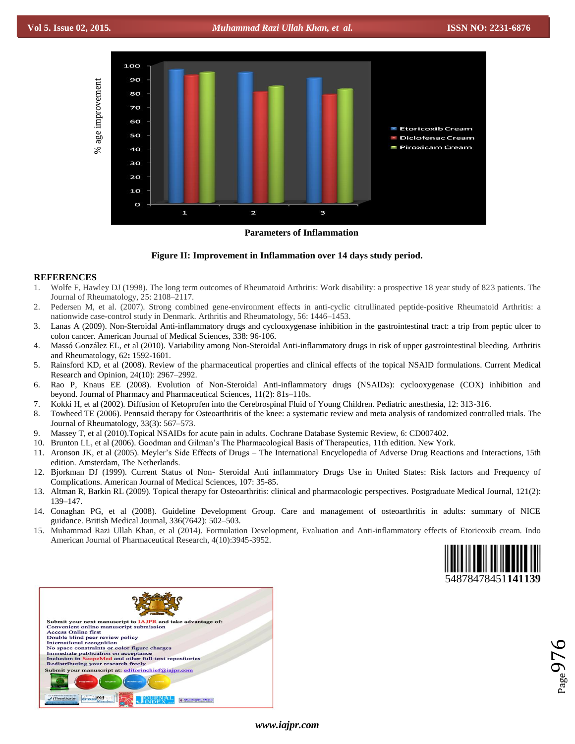100
90
80
70
60
50
40
30
20
10
0

% age improvement

1
2
3

Etoricoxib Cream
Diclofenac Cream
Piroxicam Cream

Parameters of Inflammation

**Figure II: Improvement in Inflammation over 14 days study period.**

## REFERENCES

1. Wolfe F, Hawley DJ (1998). The long term outcomes of Rheumatoid Arthritis: Work disability: a prospective 18 year study of 823 patients. The Journal of Rheumatology, 25: 2108–2117.
2. Pedersen M, et al. (2007). Strong combined gene-environment effects in anti-cyclic citrullinated peptide-positive Rheumatoid Arthritis: a nationwide case-control study in Denmark. Arthritis and Rheumatology, 56: 1446–1453.
3. Lanas A (2009). Non-Steroidal Anti-inflammatory drugs and cyclooxygenase inhibition in the gastrointestinal tract: a trip from peptic ulcer to colon cancer. American Journal of Medical Sciences, 338: 96-106.
4. Massó González EL, et al (2010). Variability among Non-Steroidal Anti-inflammatory drugs in risk of upper gastrointestinal bleeding. Arthritis and Rheumatology, 62**:** 1592-1601.
5. Rainsford KD, et al (2008). Review of the pharmaceutical properties and clinical effects of the topical NSAID formulations. Current Medical Research and Opinion, 24(10): 2967–2992.
6. Rao P, Knaus EE (2008). Evolution of Non-Steroidal Anti-inflammatory drugs (NSAIDs): cyclooxygenase (COX) inhibition and beyond. Journal of Pharmacy and Pharmaceutical Sciences, 11(2): 81s–110s.
7. Kokki H, et al (2002). Diffusion of Ketoprofen into the Cerebrospinal Fluid of Young Children. Pediatric anesthesia, 12: 313-316.
8. Towheed TE (2006). Pennsaid therapy for Osteoarthritis of the knee: a systematic review and meta analysis of randomized controlled trials. The Journal of Rheumatology, 33(3): 567–573.
9. Massey T, et al (2010).Topical NSAIDs for acute pain in adults. Cochrane Database Systemic Review, 6: CD007402.
10. Brunton LL, et al (2006). Goodman and Gilman's The Pharmacological Basis of Therapeutics, 11th edition. New York.
11. Aronson JK, et al (2005). Meyler's Side Effects of Drugs – The International Encyclopedia of Adverse Drug Reactions and Interactions, 15th edition. Amsterdam, The Netherlands.
12. Bjorkman DJ (1999). Current Status of Non- Steroidal Anti inflammatory Drugs Use in United States: Risk factors and Frequency of Complications. American Journal of Medical Sciences, 107: 35-85.
13. Altman R, Barkin RL (2009). Topical therapy for Osteoarthritis: clinical and pharmacologic perspectives. Postgraduate Medical Journal, 121(2): 139–147.
14. Conaghan PG, et al (2008). Guideline Development Group. Care and management of osteoarthritis in adults: summary of NICE guidance. British Medical Journal, 336(7642): 502–503.
15. Muhammad Razi Ullah Khan, et al (2014). Formulation Development, Evaluation and Anti-inflammatory effects of Etoricoxib cream. Indo American Journal of Pharmaceutical Research, 4(10):3945-3952.

54878478451**141139**

Submit your next manuscript to IAJPR and take advantage of:
Convenient online manuscript submission
Access Online first
Double blind peer review policy
International recognition
No space constraints or color figure charges
Immediate publication on acceptance
Inclusion in ScopeMed and other full-text repositories
Redistributing your research freely
Submit your manuscript at: editorinchief@iajpr.com